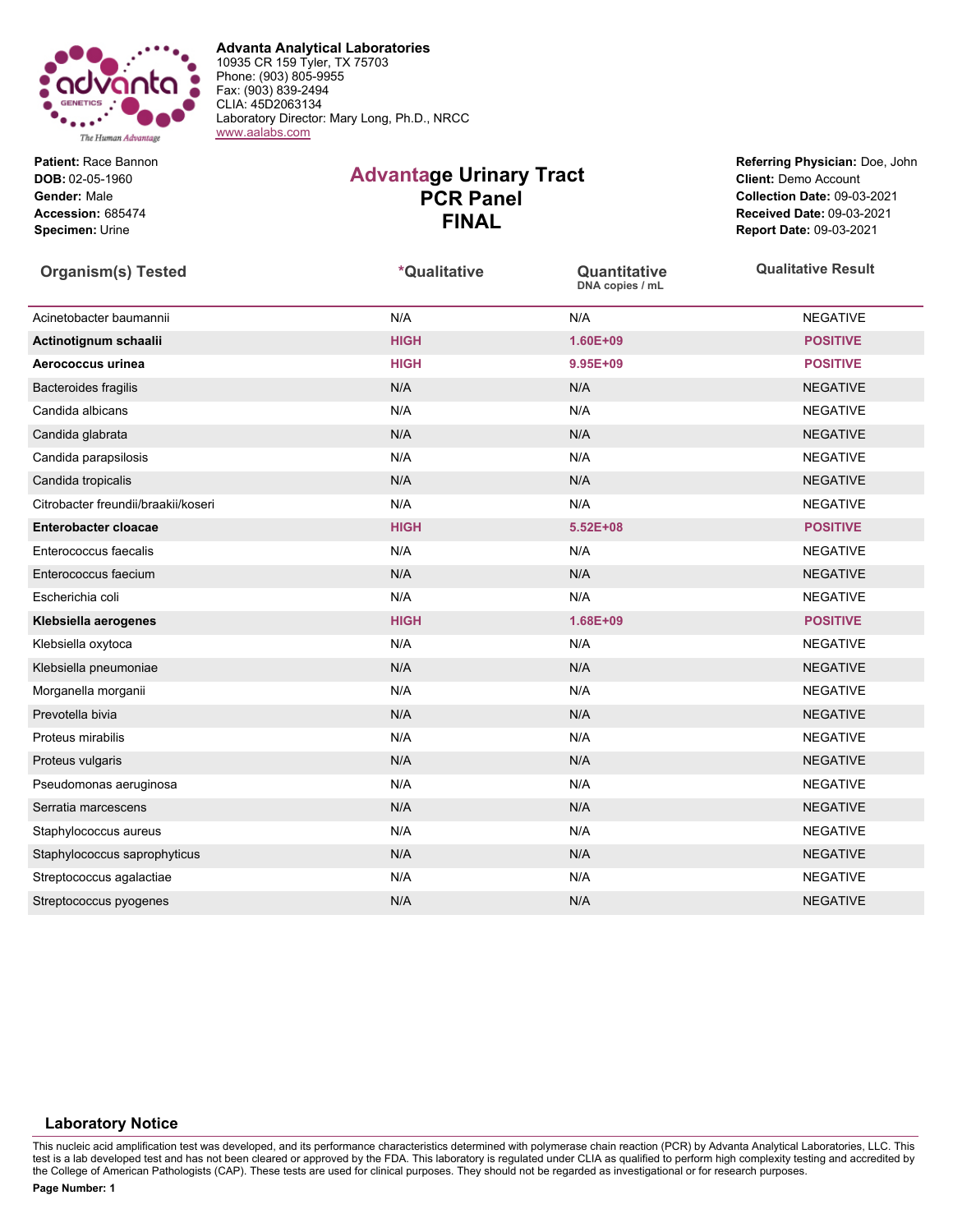**Advanta Analytical Laboratories**
10935 CR 159 Tyler, TX 75703
Phone: (903) 805-9955
Fax: (903) 839-2494
CLIA: 45D2063134
Laboratory Director: Mary Long, Ph.D., NRCC
www.aalabs.com

**Patient:** Race Bannon
**DOB:** 02-05-1960
**Gender:** Male
**Accession:** 685474
**Specimen:** Urine

# Advantage Urinary Tract PCR Panel FINAL

**Referring Physician:** Doe, John
**Client:** Demo Account
**Collection Date:** 09-03-2021
**Received Date:** 09-03-2021
**Report Date:** 09-03-2021

| Organism(s) Tested | *Qualitative | Quantitative DNA copies / mL | Qualitative Result |
|---|---|---|---|
| Acinetobacter baumannii | N/A | N/A | NEGATIVE |
| **Actinotignum schaalii** | **HIGH** | **1.60E+09** | **POSITIVE** |
| **Aerococcus urinea** | **HIGH** | **9.95E+09** | **POSITIVE** |
| Bacteroides fragilis | N/A | N/A | NEGATIVE |
| Candida albicans | N/A | N/A | NEGATIVE |
| Candida glabrata | N/A | N/A | NEGATIVE |
| Candida parapsilosis | N/A | N/A | NEGATIVE |
| Candida tropicalis | N/A | N/A | NEGATIVE |
| Citrobacter freundii/braakii/koseri | N/A | N/A | NEGATIVE |
| **Enterobacter cloacae** | **HIGH** | **5.52E+08** | **POSITIVE** |
| Enterococcus faecalis | N/A | N/A | NEGATIVE |
| Enterococcus faecium | N/A | N/A | NEGATIVE |
| Escherichia coli | N/A | N/A | NEGATIVE |
| **Klebsiella aerogenes** | **HIGH** | **1.68E+09** | **POSITIVE** |
| Klebsiella oxytoca | N/A | N/A | NEGATIVE |
| Klebsiella pneumoniae | N/A | N/A | NEGATIVE |
| Morganella morganii | N/A | N/A | NEGATIVE |
| Prevotella bivia | N/A | N/A | NEGATIVE |
| Proteus mirabilis | N/A | N/A | NEGATIVE |
| Proteus vulgaris | N/A | N/A | NEGATIVE |
| Pseudomonas aeruginosa | N/A | N/A | NEGATIVE |
| Serratia marcescens | N/A | N/A | NEGATIVE |
| Staphylococcus aureus | N/A | N/A | NEGATIVE |
| Staphylococcus saprophyticus | N/A | N/A | NEGATIVE |
| Streptococcus agalactiae | N/A | N/A | NEGATIVE |
| Streptococcus pyogenes | N/A | N/A | NEGATIVE |

## Laboratory Notice

This nucleic acid amplification test was developed, and its performance characteristics determined with polymerase chain reaction (PCR) by Advanta Analytical Laboratories, LLC. This test is a lab developed test and has not been cleared or approved by the FDA. This laboratory is regulated under CLIA as qualified to perform high complexity testing and accredited by the College of American Pathologists (CAP). These tests are used for clinical purposes. They should not be regarded as investigational or for research purposes.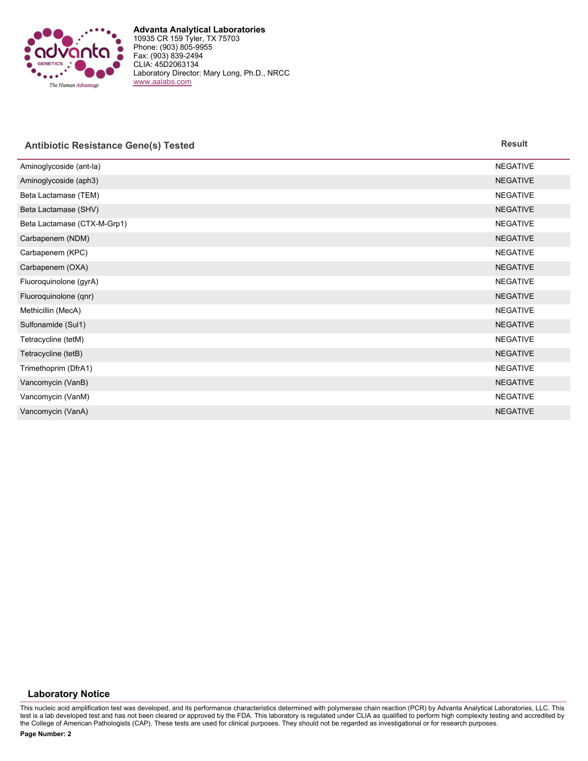**Advanta Analytical Laboratories**
10935 CR 159 Tyler, TX 75703
Phone: (903) 805-9955
Fax: (903) 839-2494
CLIA: 45D2063134
Laboratory Director: Mary Long, Ph.D., NRCC
www.aalabs.com

| Antibiotic Resistance Gene(s) Tested | Result |
|---|---|
| Aminoglycoside (ant-la) | NEGATIVE |
| Aminoglycoside (aph3) | NEGATIVE |
| Beta Lactamase (TEM) | NEGATIVE |
| Beta Lactamase (SHV) | NEGATIVE |
| Beta Lactamase (CTX-M-Grp1) | NEGATIVE |
| Carbapenem (NDM) | NEGATIVE |
| Carbapenem (KPC) | NEGATIVE |
| Carbapenem (OXA) | NEGATIVE |
| Fluoroquinolone (gyrA) | NEGATIVE |
| Fluoroquinolone (qnr) | NEGATIVE |
| Methicillin (MecA) | NEGATIVE |
| Sulfonamide (Sul1) | NEGATIVE |
| Tetracycline (tetM) | NEGATIVE |
| Tetracycline (tetB) | NEGATIVE |
| Trimethoprim (DfrA1) | NEGATIVE |
| Vancomycin (VanB) | NEGATIVE |
| Vancomycin (VanM) | NEGATIVE |
| Vancomycin (VanA) | NEGATIVE |

## Laboratory Notice

This nucleic acid amplification test was developed, and its performance characteristics determined with polymerase chain reaction (PCR) by Advanta Analytical Laboratories, LLC. This test is a lab developed test and has not been cleared or approved by the FDA. This laboratory is regulated under CLIA as qualified to perform high complexity testing and accredited by the College of American Pathologists (CAP). These tests are used for clinical purposes. They should not be regarded as investigational or for research purposes.